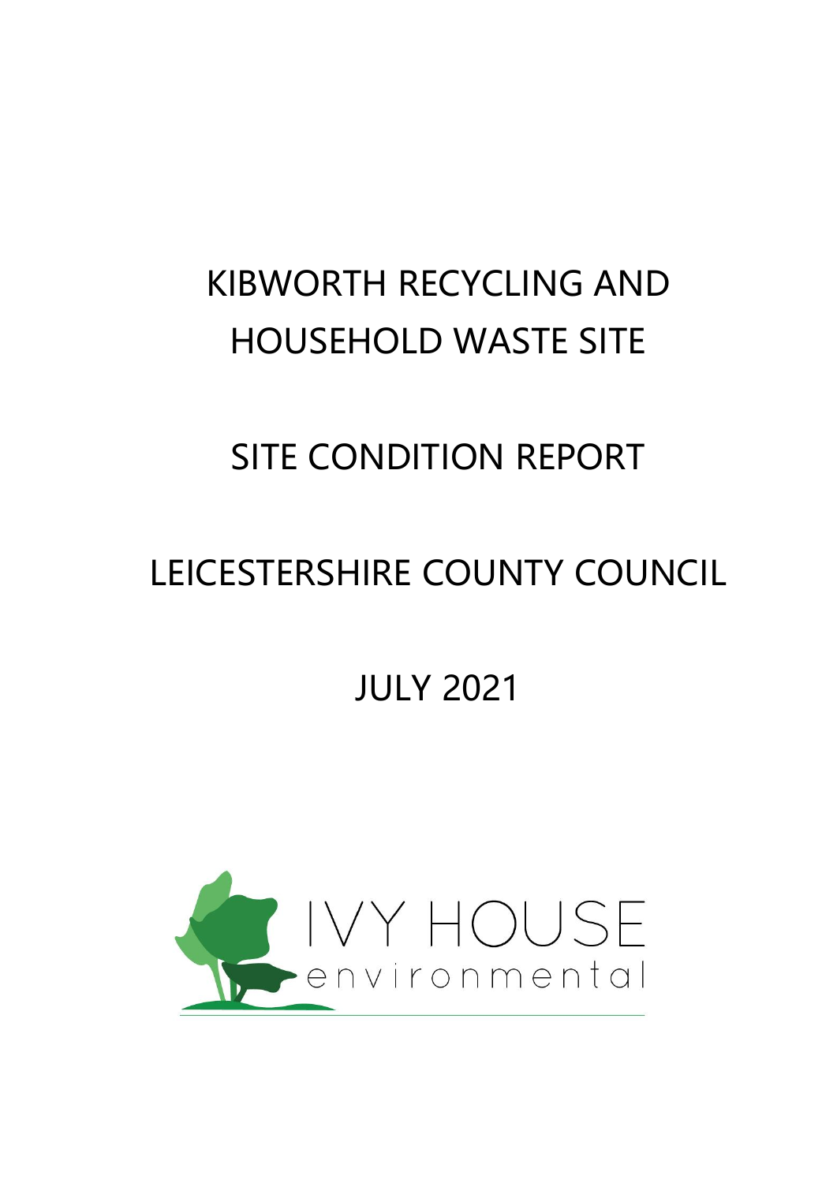# KIBWORTH RECYCLING AND HOUSEHOLD WASTE SITE

# SITE CONDITION REPORT

# LEICESTERSHIRE COUNTY COUNCIL

# JULY 2021

IVY HOUSE
environmental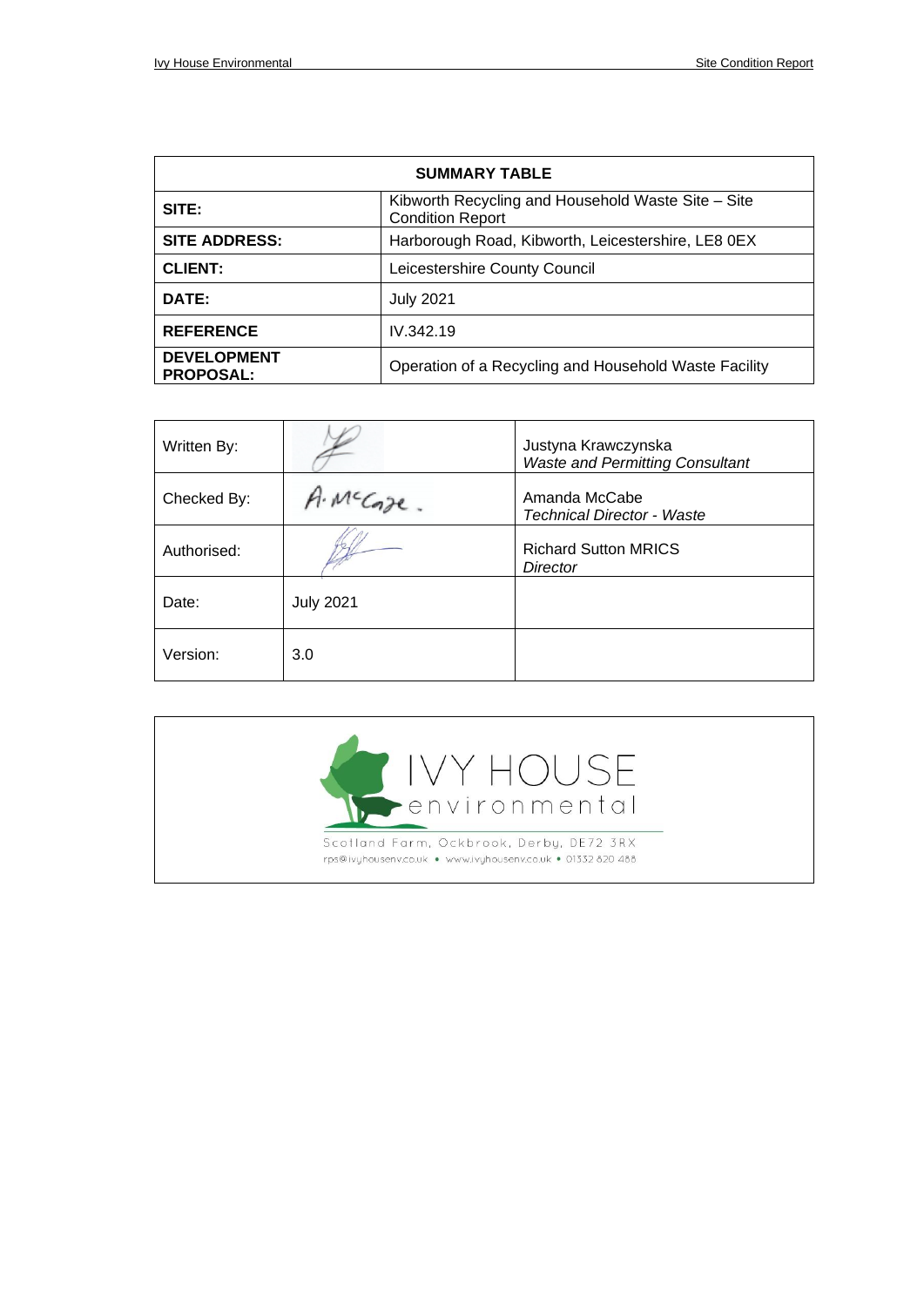| SUMMARY TABLE | |
|---|---|
| **SITE:** | Kibworth Recycling and Household Waste Site – Site Condition Report |
| **SITE ADDRESS:** | Harborough Road, Kibworth, Leicestershire, LE8 0EX |
| **CLIENT:** | Leicestershire County Council |
| **DATE:** | July 2021 |
| **REFERENCE** | IV.342.19 |
| **DEVELOPMENT PROPOSAL:** | Operation of a Recycling and Household Waste Facility |

| | | |
|---|---|---|
| Written By: | | Justyna Krawczynska<br>*Waste and Permitting Consultant* |
| Checked By: | A. McCabe. | Amanda McCabe<br>*Technical Director - Waste* |
| Authorised: | | Richard Sutton MRICS<br>*Director* |
| Date: | July 2021 | |
| Version: | 3.0 | |

IVY HOUSE environmental

Scotland Farm, Ockbrook, Derby, DE72 3RX
rps@ivyhousenv.co.uk • www.ivyhousenv.co.uk • 01332 820 488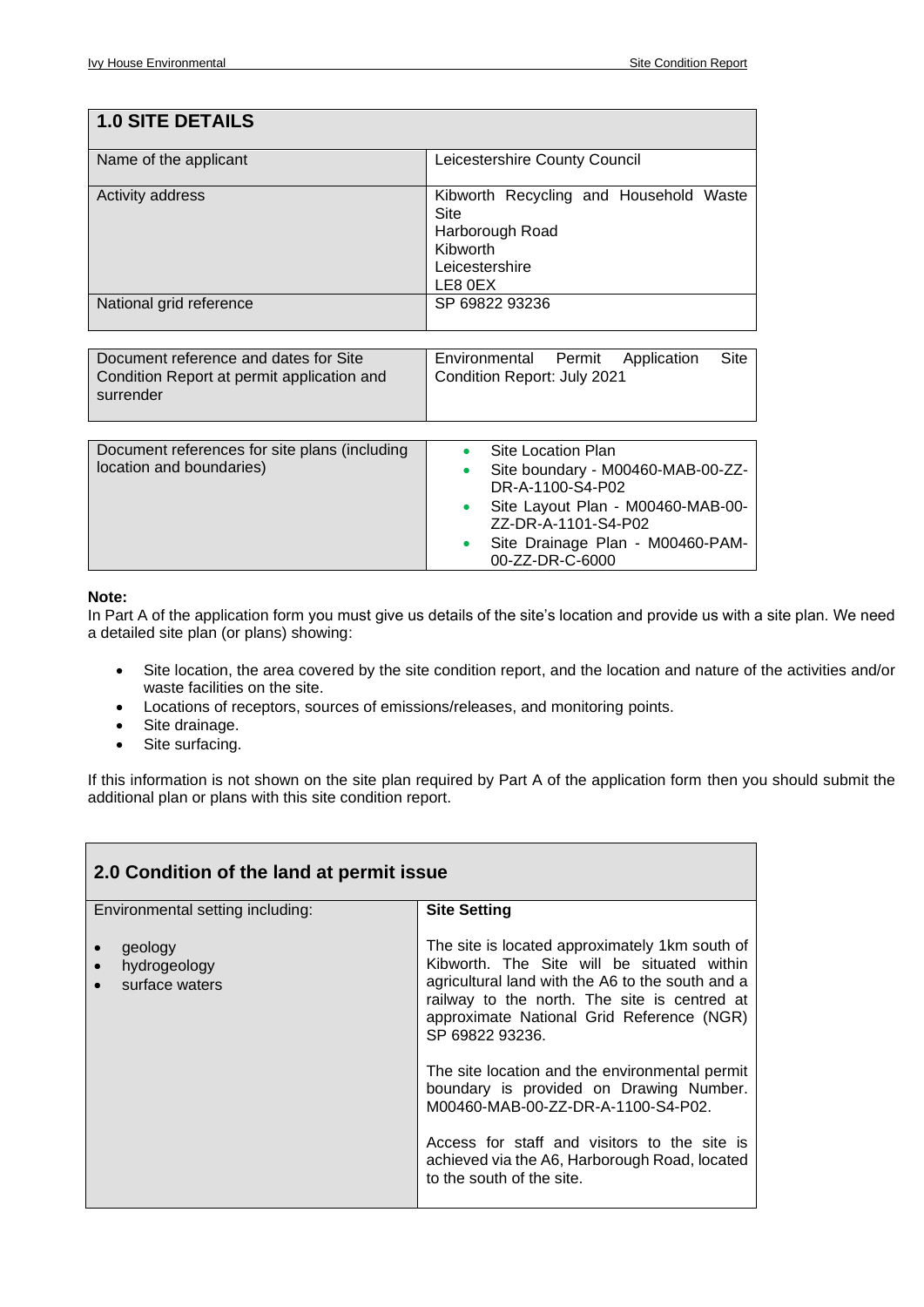| **1.0 SITE DETAILS** | |
| --- | --- |
| Name of the applicant | Leicestershire County Council |
| Activity address | Kibworth Recycling and Household Waste Site<br>Harborough Road<br>Kibworth<br>Leicestershire<br>LE8 0EX |
| National grid reference | SP 69822 93236 |

| | |
| --- | --- |
| Document reference and dates for Site Condition Report at permit application and surrender | Environmental Permit Application Site Condition Report: July 2021 |

| | |
| --- | --- |
| Document references for site plans (including location and boundaries) | • Site Location Plan<br>• Site boundary - M00460-MAB-00-ZZ-DR-A-1100-S4-P02<br>• Site Layout Plan - M00460-MAB-00-ZZ-DR-A-1101-S4-P02<br>• Site Drainage Plan - M00460-PAM-00-ZZ-DR-C-6000 |

**Note:**
In Part A of the application form you must give us details of the site's location and provide us with a site plan. We need a detailed site plan (or plans) showing:

- Site location, the area covered by the site condition report, and the location and nature of the activities and/or waste facilities on the site.
- Locations of receptors, sources of emissions/releases, and monitoring points.
- Site drainage.
- Site surfacing.

If this information is not shown on the site plan required by Part A of the application form then you should submit the additional plan or plans with this site condition report.

| **2.0 Condition of the land at permit issue** | |
| --- | --- |
| Environmental setting including:<br><br>• geology<br>• hydrogeology<br>• surface waters | **Site Setting**<br><br>The site is located approximately 1km south of Kibworth. The Site will be situated within agricultural land with the A6 to the south and a railway to the north. The site is centred at approximate National Grid Reference (NGR) SP 69822 93236.<br><br>The site location and the environmental permit boundary is provided on Drawing Number. M00460-MAB-00-ZZ-DR-A-1100-S4-P02.<br><br>Access for staff and visitors to the site is achieved via the A6, Harborough Road, located to the south of the site. |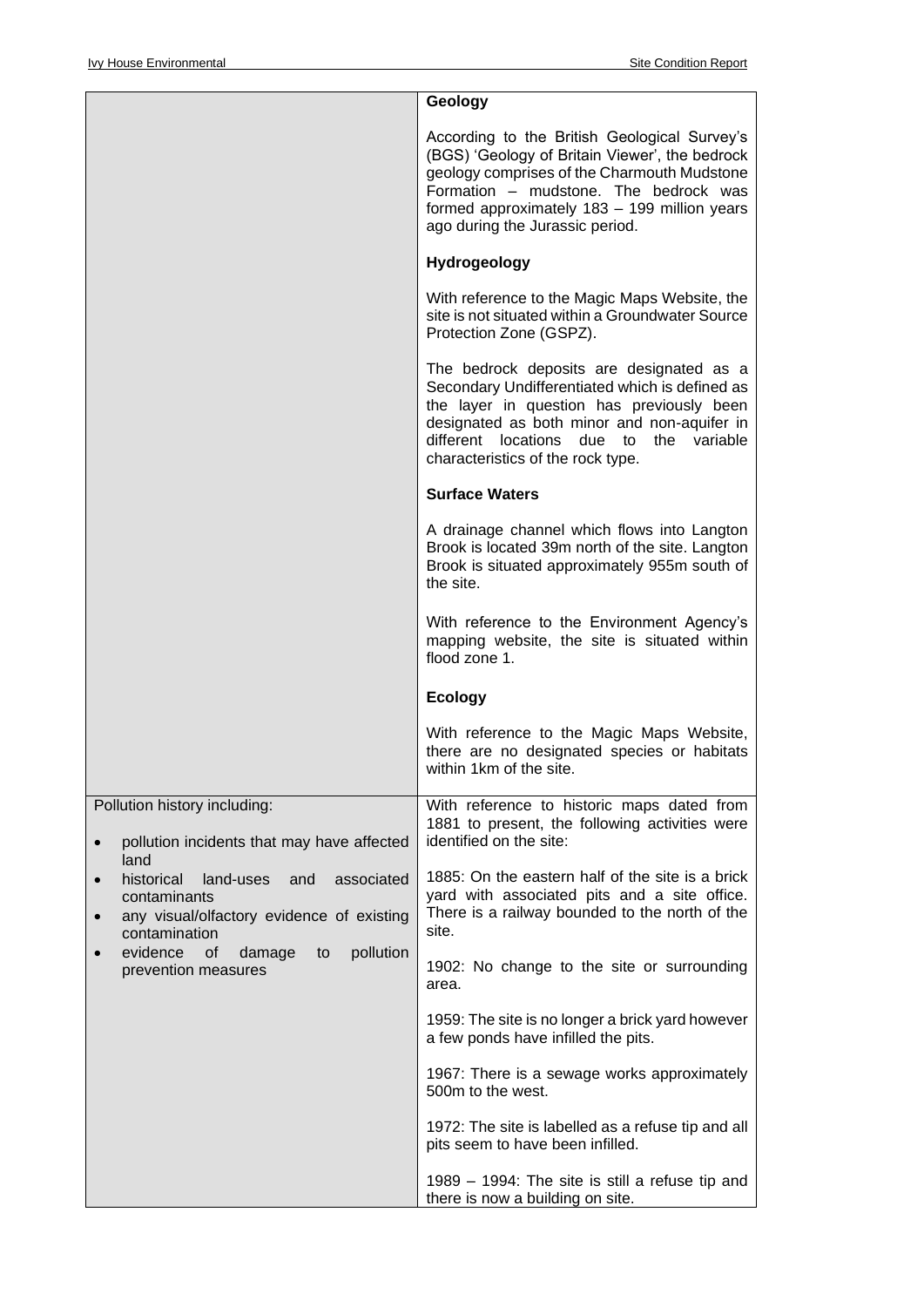| | |
|---|---|
| | **Geology**<br><br>According to the British Geological Survey's (BGS) 'Geology of Britain Viewer', the bedrock geology comprises of the Charmouth Mudstone Formation – mudstone. The bedrock was formed approximately 183 – 199 million years ago during the Jurassic period.<br><br>**Hydrogeology**<br><br>With reference to the Magic Maps Website, the site is not situated within a Groundwater Source Protection Zone (GSPZ).<br><br>The bedrock deposits are designated as a Secondary Undifferentiated which is defined as the layer in question has previously been designated as both minor and non-aquifer in different locations due to the variable characteristics of the rock type.<br><br>**Surface Waters**<br><br>A drainage channel which flows into Langton Brook is located 39m north of the site. Langton Brook is situated approximately 955m south of the site.<br><br>With reference to the Environment Agency's mapping website, the site is situated within flood zone 1.<br><br>**Ecology**<br><br>With reference to the Magic Maps Website, there are no designated species or habitats within 1km of the site. |
| Pollution history including:<br><br>• pollution incidents that may have affected land<br>• historical land-uses and associated contaminants<br>• any visual/olfactory evidence of existing contamination<br>• evidence of damage to pollution prevention measures | With reference to historic maps dated from 1881 to present, the following activities were identified on the site:<br><br>1885: On the eastern half of the site is a brick yard with associated pits and a site office. There is a railway bounded to the north of the site.<br><br>1902: No change to the site or surrounding area.<br><br>1959: The site is no longer a brick yard however a few ponds have infilled the pits.<br><br>1967: There is a sewage works approximately 500m to the west.<br><br>1972: The site is labelled as a refuse tip and all pits seem to have been infilled.<br><br>1989 – 1994: The site is still a refuse tip and there is now a building on site. |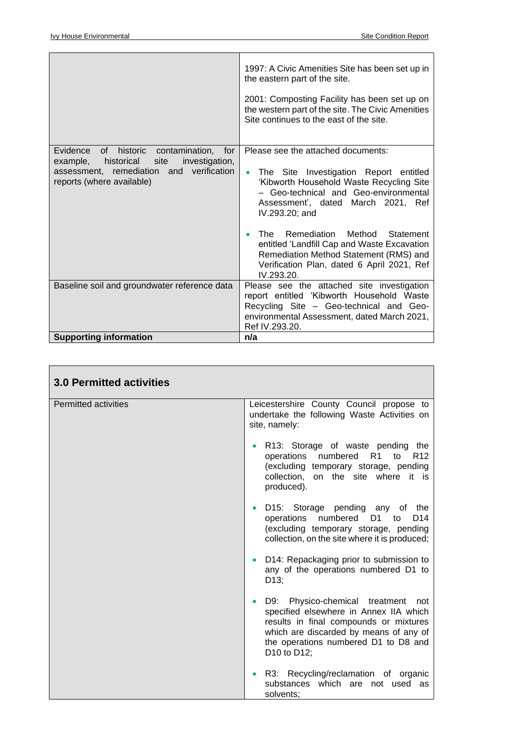| | |
|---|---|
| | 1997: A Civic Amenities Site has been set up in the eastern part of the site.<br><br>2001: Composting Facility has been set up on the western part of the site. The Civic Amenities Site continues to the east of the site. |
| Evidence of historic contamination, for example, historical site investigation, assessment, remediation and verification reports (where available) | Please see the attached documents:<br><br>• The Site Investigation Report entitled 'Kibworth Household Waste Recycling Site – Geo-technical and Geo-environmental Assessment', dated March 2021, Ref IV.293.20; and<br><br>• The Remediation Method Statement entitled 'Landfill Cap and Waste Excavation Remediation Method Statement (RMS) and Verification Plan, dated 6 April 2021, Ref IV.293.20. |
| Baseline soil and groundwater reference data | Please see the attached site investigation report entitled 'Kibworth Household Waste Recycling Site – Geo-technical and Geo-environmental Assessment, dated March 2021, Ref IV.293.20. |
| **Supporting information** | **n/a** |

| **3.0 Permitted activities** | |
|---|---|
| Permitted activities | Leicestershire County Council propose to undertake the following Waste Activities on site, namely:<br><br>• R13: Storage of waste pending the operations numbered R1 to R12 (excluding temporary storage, pending collection, on the site where it is produced).<br><br>• D15: Storage pending any of the operations numbered D1 to D14 (excluding temporary storage, pending collection, on the site where it is produced;<br><br>• D14: Repackaging prior to submission to any of the operations numbered D1 to D13;<br><br>• D9: Physico-chemical treatment not specified elsewhere in Annex IIA which results in final compounds or mixtures which are discarded by means of any of the operations numbered D1 to D8 and D10 to D12;<br><br>• R3: Recycling/reclamation of organic substances which are not used as solvents; |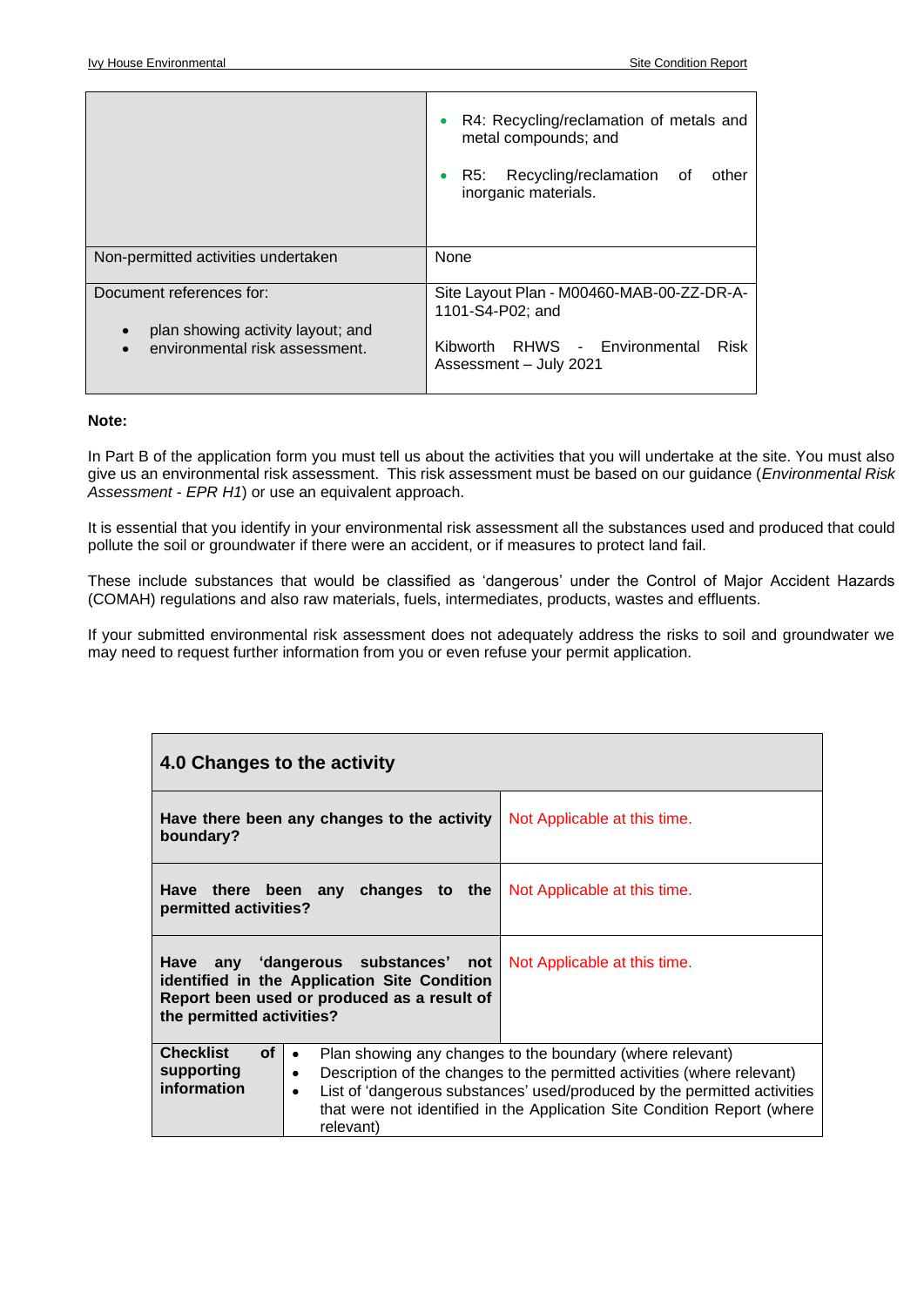| | |
|---|---|
| | • R4: Recycling/reclamation of metals and metal compounds; and<br>• R5: Recycling/reclamation of other inorganic materials. |
| Non-permitted activities undertaken | None |
| Document references for:<br>• plan showing activity layout; and<br>• environmental risk assessment. | Site Layout Plan - M00460-MAB-00-ZZ-DR-A-1101-S4-P02; and<br>Kibworth RHWS - Environmental Risk Assessment – July 2021 |

**Note:**

In Part B of the application form you must tell us about the activities that you will undertake at the site. You must also give us an environmental risk assessment. This risk assessment must be based on our guidance (*Environmental Risk Assessment - EPR H1*) or use an equivalent approach.

It is essential that you identify in your environmental risk assessment all the substances used and produced that could pollute the soil or groundwater if there were an accident, or if measures to protect land fail.

These include substances that would be classified as 'dangerous' under the Control of Major Accident Hazards (COMAH) regulations and also raw materials, fuels, intermediates, products, wastes and effluents.

If your submitted environmental risk assessment does not adequately address the risks to soil and groundwater we may need to request further information from you or even refuse your permit application.

| **4.0 Changes to the activity** | |
|---|---|
| **Have there been any changes to the activity boundary?** | Not Applicable at this time. |
| **Have there been any changes to the permitted activities?** | Not Applicable at this time. |
| **Have any 'dangerous substances' not identified in the Application Site Condition Report been used or produced as a result of the permitted activities?** | Not Applicable at this time. |
| **Checklist of supporting information** | • Plan showing any changes to the boundary (where relevant)<br>• Description of the changes to the permitted activities (where relevant)<br>• List of 'dangerous substances' used/produced by the permitted activities that were not identified in the Application Site Condition Report (where relevant) |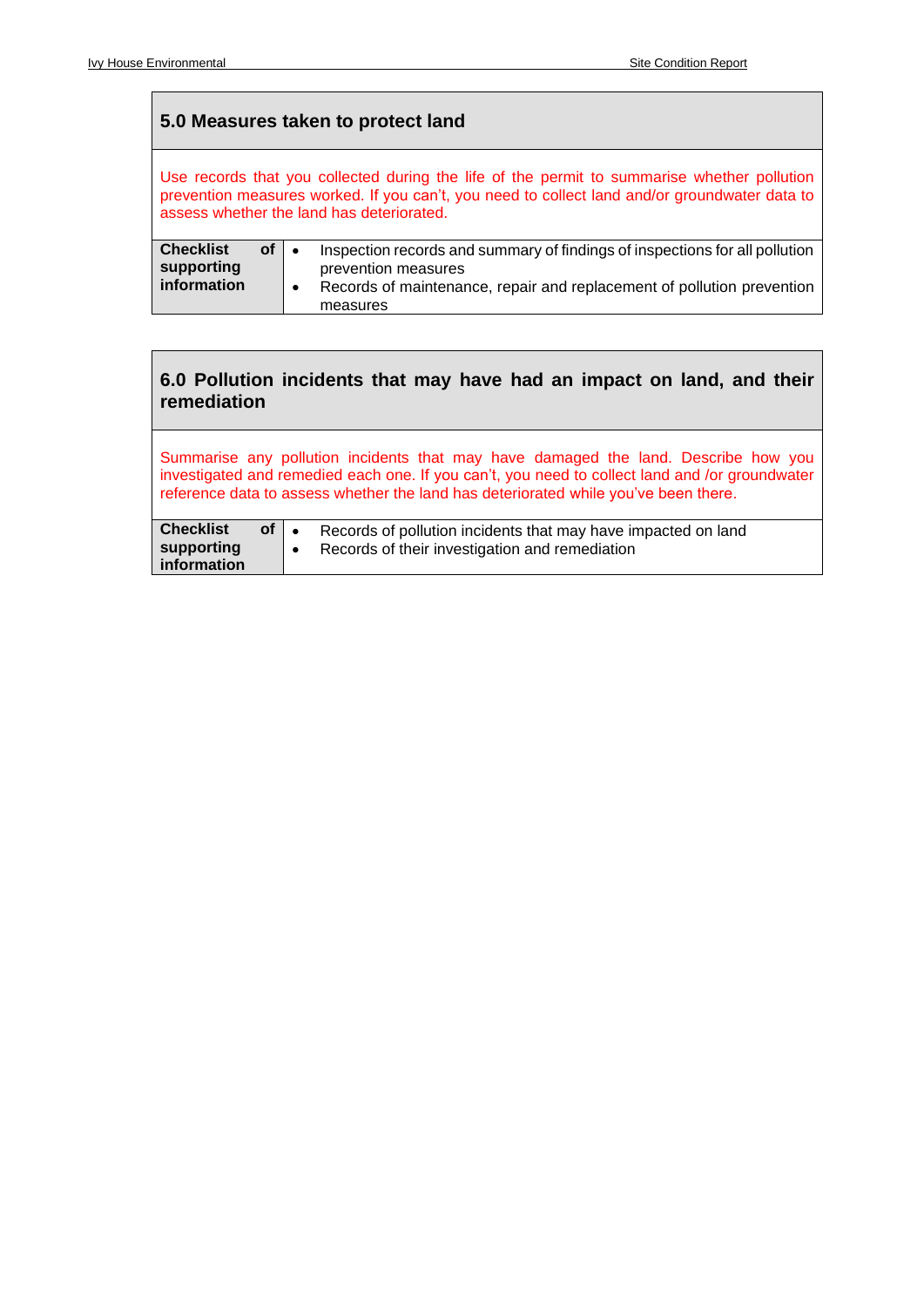## 5.0 Measures taken to protect land

Use records that you collected during the life of the permit to summarise whether pollution prevention measures worked. If you can't, you need to collect land and/or groundwater data to assess whether the land has deteriorated.

| | |
|---|---|
| **Checklist of supporting information** | • Inspection records and summary of findings of inspections for all pollution prevention measures<br>• Records of maintenance, repair and replacement of pollution prevention measures |

## 6.0 Pollution incidents that may have had an impact on land, and their remediation

Summarise any pollution incidents that may have damaged the land. Describe how you investigated and remedied each one. If you can't, you need to collect land and /or groundwater reference data to assess whether the land has deteriorated while you've been there.

| | |
|---|---|
| **Checklist of supporting information** | • Records of pollution incidents that may have impacted on land<br>• Records of their investigation and remediation |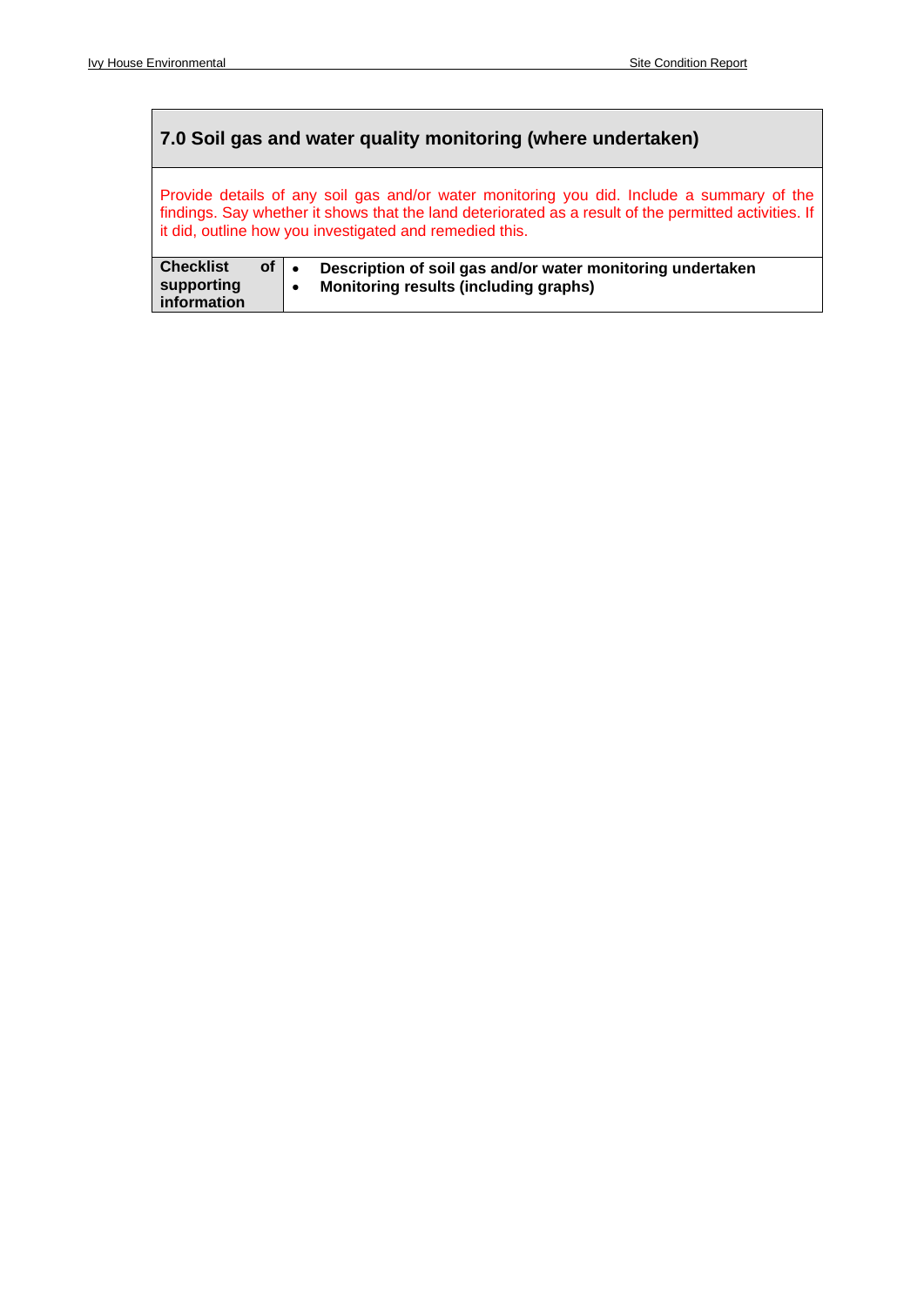## 7.0 Soil gas and water quality monitoring (where undertaken)

Provide details of any soil gas and/or water monitoring you did. Include a summary of the findings. Say whether it shows that the land deteriorated as a result of the permitted activities. If it did, outline how you investigated and remedied this.

| | |
|---|---|
| **Checklist of supporting information** | • **Description of soil gas and/or water monitoring undertaken**<br>• **Monitoring results (including graphs)** |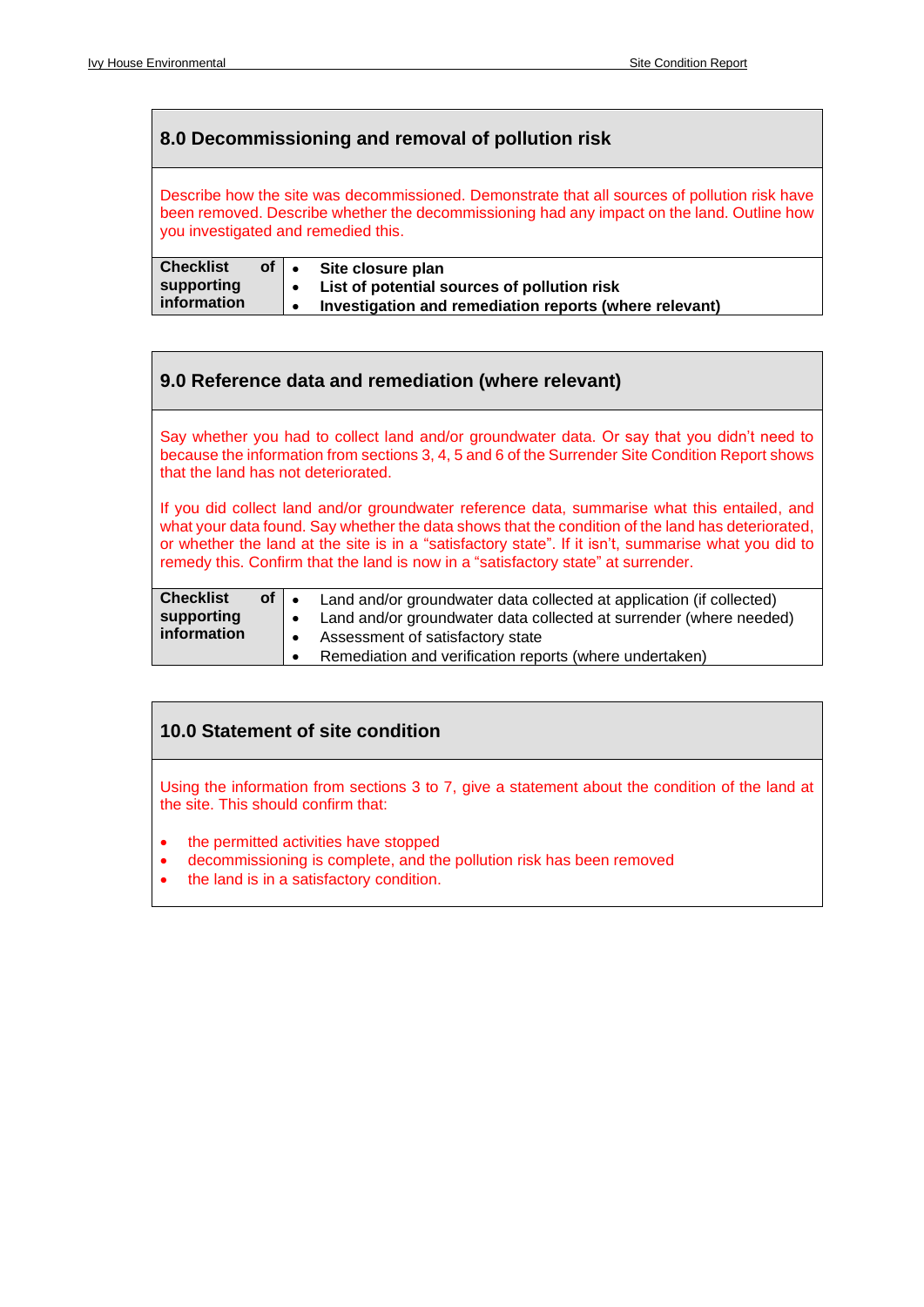## 8.0 Decommissioning and removal of pollution risk

Describe how the site was decommissioned. Demonstrate that all sources of pollution risk have been removed. Describe whether the decommissioning had any impact on the land. Outline how you investigated and remedied this.

| | |
|---|---|
| **Checklist of supporting information** | • **Site closure plan**<br>• **List of potential sources of pollution risk**<br>• **Investigation and remediation reports (where relevant)** |

## 9.0 Reference data and remediation (where relevant)

Say whether you had to collect land and/or groundwater data. Or say that you didn't need to because the information from sections 3, 4, 5 and 6 of the Surrender Site Condition Report shows that the land has not deteriorated.

If you did collect land and/or groundwater reference data, summarise what this entailed, and what your data found. Say whether the data shows that the condition of the land has deteriorated, or whether the land at the site is in a "satisfactory state". If it isn't, summarise what you did to remedy this. Confirm that the land is now in a "satisfactory state" at surrender.

| | |
|---|---|
| **Checklist of supporting information** | • Land and/or groundwater data collected at application (if collected)<br>• Land and/or groundwater data collected at surrender (where needed)<br>• Assessment of satisfactory state<br>• Remediation and verification reports (where undertaken) |

## 10.0 Statement of site condition

Using the information from sections 3 to 7, give a statement about the condition of the land at the site. This should confirm that:

- the permitted activities have stopped
- decommissioning is complete, and the pollution risk has been removed
- the land is in a satisfactory condition.